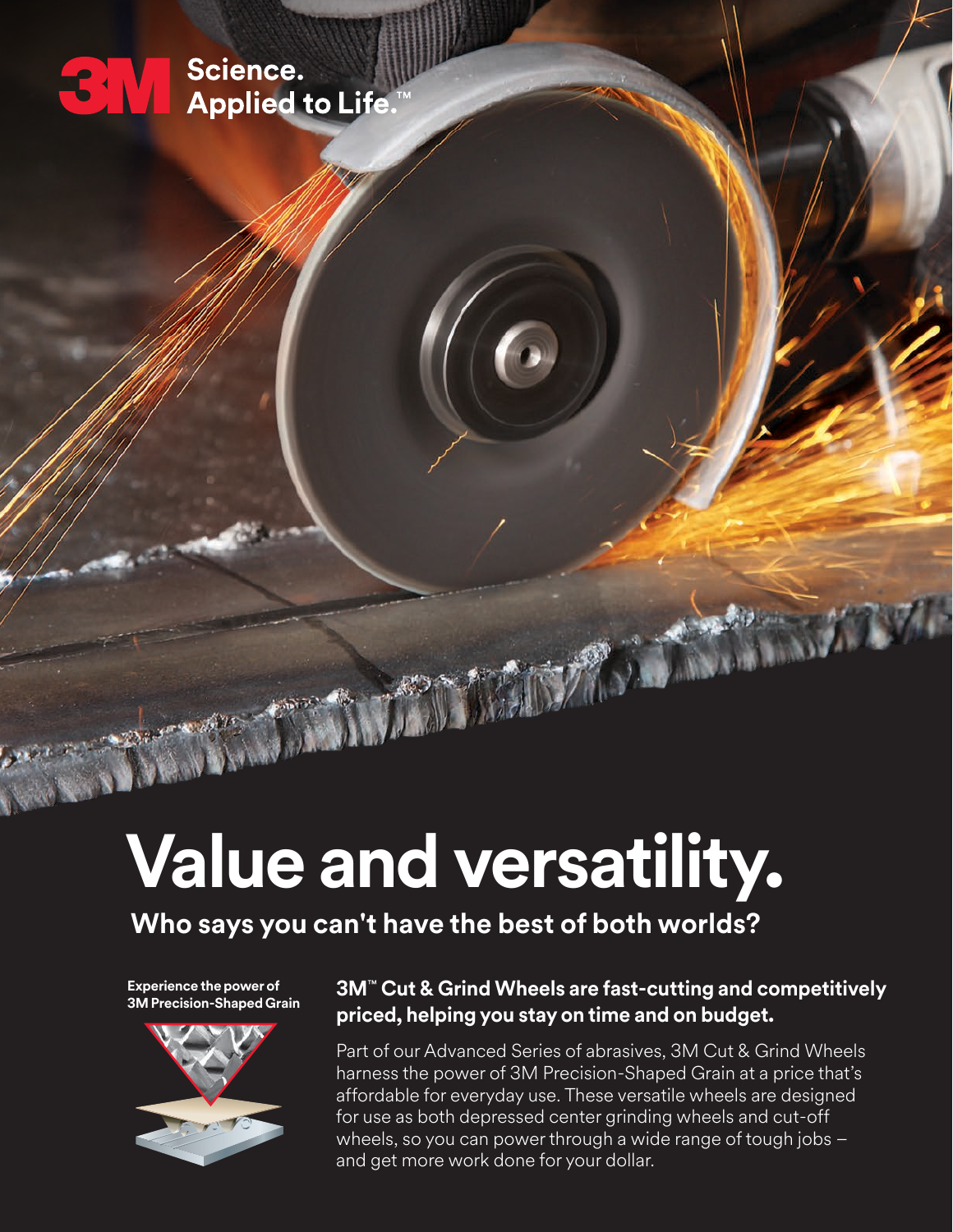3M Science. Applied to Life.™

# Value and versatility.

## Who says you can't have the best of both worlds?

**Experience the power of 3M Precision-Shaped Grain**

### 3M™ Cut & Grind Wheels are fast-cutting and competitively priced, helping you stay on time and on budget.

Part of our Advanced Series of abrasives, 3M Cut & Grind Wheels harness the power of 3M Precision-Shaped Grain at a price that's affordable for everyday use. These versatile wheels are designed for use as both depressed center grinding wheels and cut-off wheels, so you can power through a wide range of tough jobs – and get more work done for your dollar.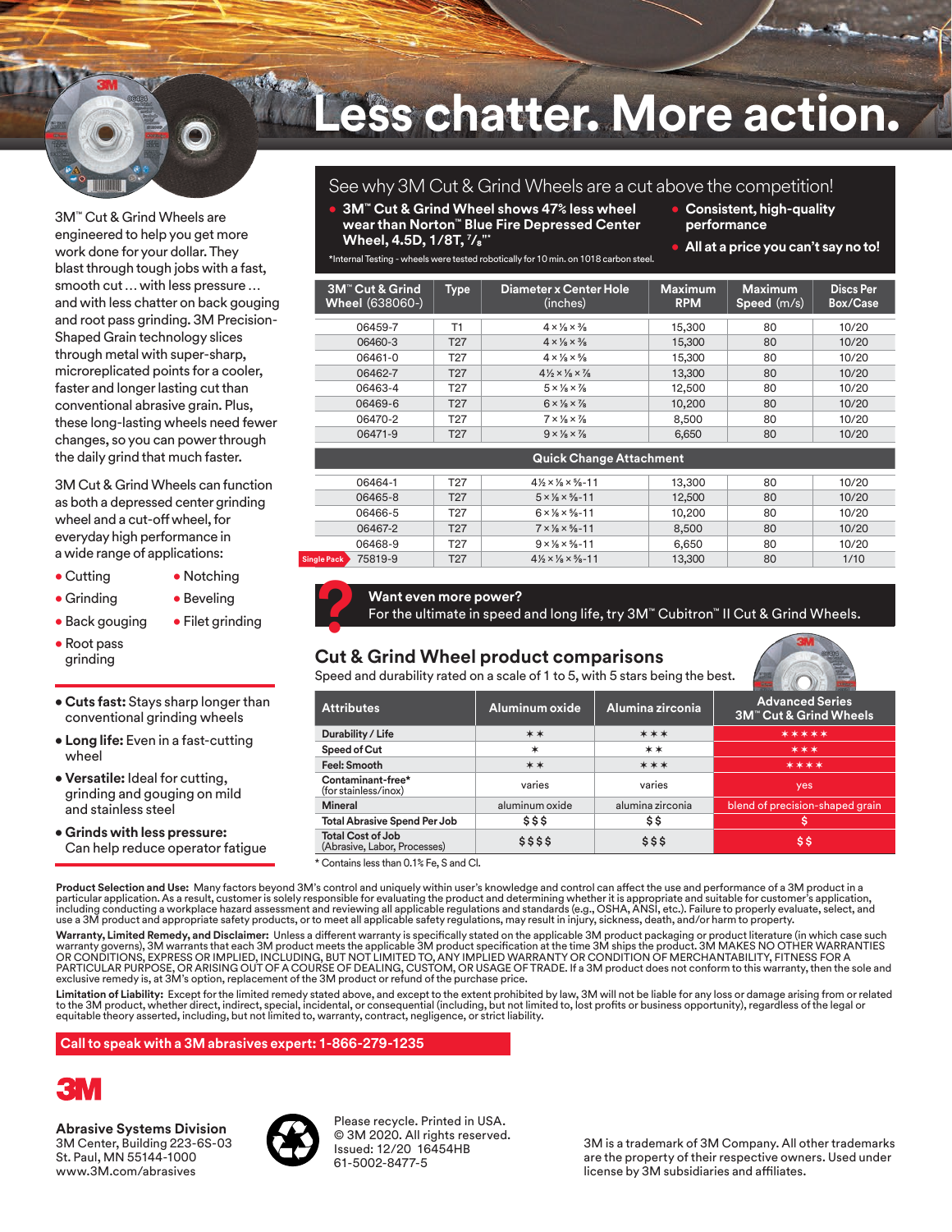# Less chatter. More action.

3M™ Cut & Grind Wheels are engineered to help you get more work done for your dollar. They blast through tough jobs with a fast, smooth cut … with less pressure … and with less chatter on back gouging and root pass grinding. 3M Precision-Shaped Grain technology slices through metal with super-sharp, microreplicated points for a cooler, faster and longer lasting cut than conventional abrasive grain. Plus, these long-lasting wheels need fewer changes, so you can power through the daily grind that much faster.

3M Cut & Grind Wheels can function as both a depressed center grinding wheel and a cut-off wheel, for everyday high performance in a wide range of applications:

- Cutting
- Grinding
- Back gouging
- Root pass grinding
- Notching
- Beveling
- Filet grinding

- **Cuts fast:** Stays sharp longer than conventional grinding wheels
- **Long life:** Even in a fast-cutting wheel
- **Versatile:** Ideal for cutting, grinding and gouging on mild and stainless steel
- **Grinds with less pressure:** Can help reduce operator fatigue

## See why 3M Cut & Grind Wheels are a cut above the competition!

- **3M™ Cut & Grind Wheel shows 47% less wheel wear than Norton™ Blue Fire Depressed Center Wheel, 4.5D, 1/8T, 7/8"***
- **Consistent, high-quality performance**
- **All at a price you can't say no to!**

*Internal Testing - wheels were tested robotically for 10 min. on 1018 carbon steel.

| 3M™ Cut & Grind Wheel (638060-) | Type | Diameter x Center Hole (inches) | Maximum RPM | Maximum Speed (m/s) | Discs Per Box/Case |
|---|---|---|---|---|---|
| 06459-7 | T1 | 4 × 1/8 × 3/8 | 15,300 | 80 | 10/20 |
| 06460-3 | T27 | 4 × 1/8 × 3/8 | 15,300 | 80 | 10/20 |
| 06461-0 | T27 | 4 × 1/8 × 5/8 | 15,300 | 80 | 10/20 |
| 06462-7 | T27 | 4½ × 1/8 × 7/8 | 13,300 | 80 | 10/20 |
| 06463-4 | T27 | 5 × 1/8 × 7/8 | 12,500 | 80 | 10/20 |
| 06469-6 | T27 | 6 × 1/8 × 7/8 | 10,200 | 80 | 10/20 |
| 06470-2 | T27 | 7 × 1/8 × 7/8 | 8,500 | 80 | 10/20 |
| 06471-9 | T27 | 9 × 1/8 × 7/8 | 6,650 | 80 | 10/20 |
| **Quick Change Attachment** | | | | | |
| 06464-1 | T27 | 4½ × 1/8 × 5/8-11 | 13,300 | 80 | 10/20 |
| 06465-8 | T27 | 5 × 1/8 × 5/8-11 | 12,500 | 80 | 10/20 |
| 06466-5 | T27 | 6 × 1/8 × 5/8-11 | 10,200 | 80 | 10/20 |
| 06467-2 | T27 | 7 × 1/8 × 5/8-11 | 8,500 | 80 | 10/20 |
| 06468-9 | T27 | 9 × 1/8 × 5/8-11 | 6,650 | 80 | 10/20 |
| Single Pack 75819-9 | T27 | 4½ × 1/8 × 5/8-11 | 13,300 | 80 | 1/10 |

**Want even more power?**
For the ultimate in speed and long life, try 3M™ Cubitron™ II Cut & Grind Wheels.

## Cut & Grind Wheel product comparisons

Speed and durability rated on a scale of 1 to 5, with 5 stars being the best.

| Attributes | Aluminum oxide | Alumina zirconia | Advanced Series 3M™ Cut & Grind Wheels |
|---|---|---|---|
| Durability / Life | ** | *** | ***** |
| Speed of Cut | * | ** | *** |
| Feel: Smooth | ** | *** | **** |
| Contaminant-free* (for stainless/inox) | varies | varies | yes |
| Mineral | aluminum oxide | alumina zirconia | blend of precision-shaped grain |
| Total Abrasive Spend Per Job | $$$ | $$ | $ |
| Total Cost of Job (Abrasive, Labor, Processes) | $$$$ | $$$ | $$ |

* Contains less than 0.1% Fe, S and Cl.

**Product Selection and Use:** Many factors beyond 3M's control and uniquely within user's knowledge and control can affect the use and performance of a 3M product in a particular application. As a result, customer is solely responsible for evaluating the product and determining whether it is appropriate and suitable for customer's application, including conducting a workplace hazard assessment and reviewing all applicable regulations and standards (e.g., OSHA, ANSI, etc.). Failure to properly evaluate, select, and use a 3M product and appropriate safety products, or to meet all applicable safety regulations, may result in injury, sickness, death, and/or harm to property.

**Warranty, Limited Remedy, and Disclaimer:** Unless a different warranty is specifically stated on the applicable 3M product packaging or product literature (in which case such warranty governs), 3M warrants that each 3M product meets the applicable 3M product specification at the time 3M ships the product. 3M MAKES NO OTHER WARRANTIES OR CONDITIONS, EXPRESS OR IMPLIED, INCLUDING, BUT NOT LIMITED TO, ANY IMPLIED WARRANTY OR CONDITION OF MERCHANTABILITY, FITNESS FOR A PARTICULAR PURPOSE, OR ARISING OUT OF A COURSE OF DEALING, CUSTOM, OR USAGE OF TRADE. If a 3M product does not conform to this warranty, then the sole and exclusive remedy is, at 3M's option, replacement of the 3M product or refund of the purchase price.

**Limitation of Liability:** Except for the limited remedy stated above, and except to the extent prohibited by law, 3M will not be liable for any loss or damage arising from or related to the 3M product, whether direct, indirect, special, incidental, or consequential (including, but not limited to, lost profits or business opportunity), regardless of the legal or equitable theory asserted, including, but not limited to, warranty, contract, negligence, or strict liability.

**Call to speak with a 3M abrasives expert: 1-866-279-1235**

3M

**Abrasive Systems Division**
3M Center, Building 223-6S-03
St. Paul, MN 55144-1000
www.3M.com/abrasives

Please recycle. Printed in USA.
© 3M 2020. All rights reserved.
Issued: 12/20 16454HB
61-5002-8477-5

3M is a trademark of 3M Company. All other trademarks are the property of their respective owners. Used under license by 3M subsidiaries and affiliates.